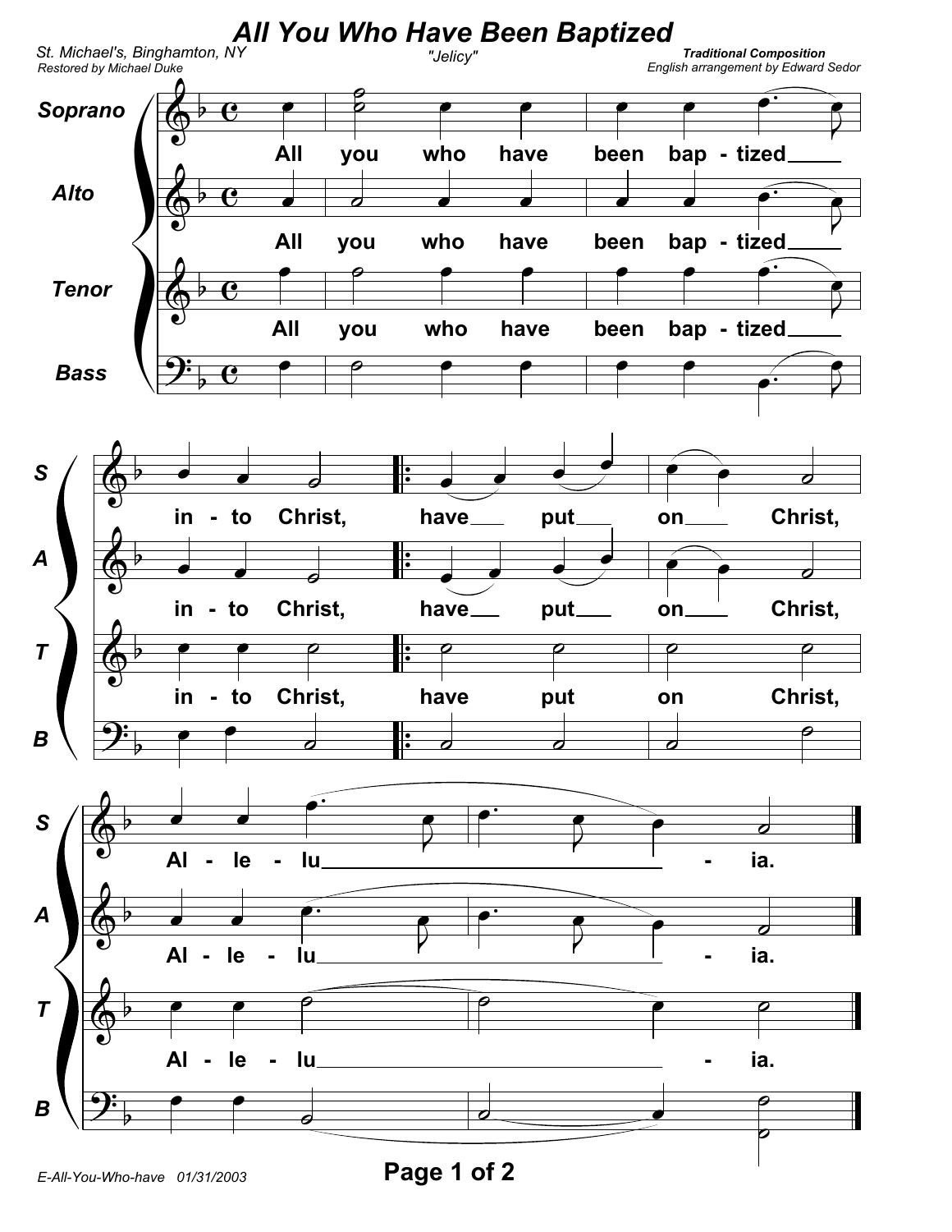# All You Who Have Been Baptized

St. Michael's, Binghamton, NY
Restored by Michael Duke

"Jelicy"

**Traditional Composition**
English arrangement by Edward Sedor

Soprano / Alto / Tenor / Bass

All you who have been bap - tized into Christ, have put on Christ, Al - le - lu - ia.

E-All-You-Who-have 01/31/2003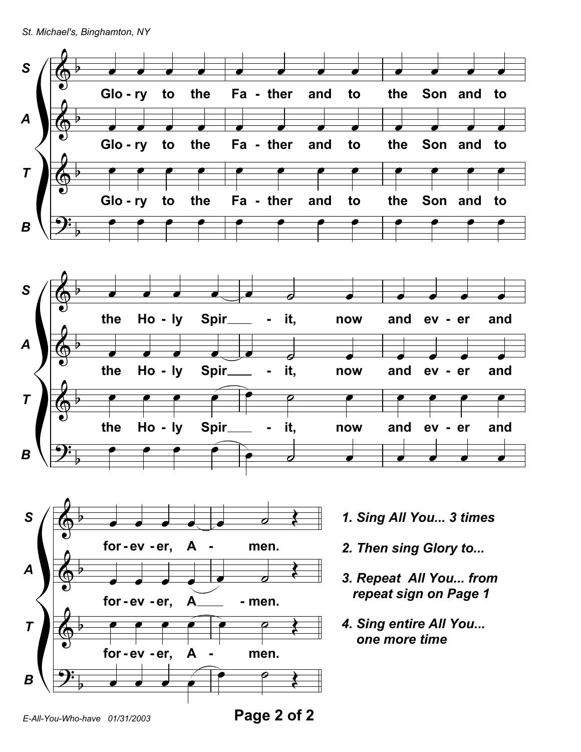*St. Michael's, Binghamton, NY*

Glo - ry to the Fa - ther and to the Son and to the Ho - ly Spir - it, now and ev - er and for - ev - er, A - men.

1. *Sing All You... 3 times*
2. *Then sing Glory to...*
3. *Repeat All You... from repeat sign on Page 1*
4. *Sing entire All You... one more time*

*E-All-You-Who-have 01/31/2003*